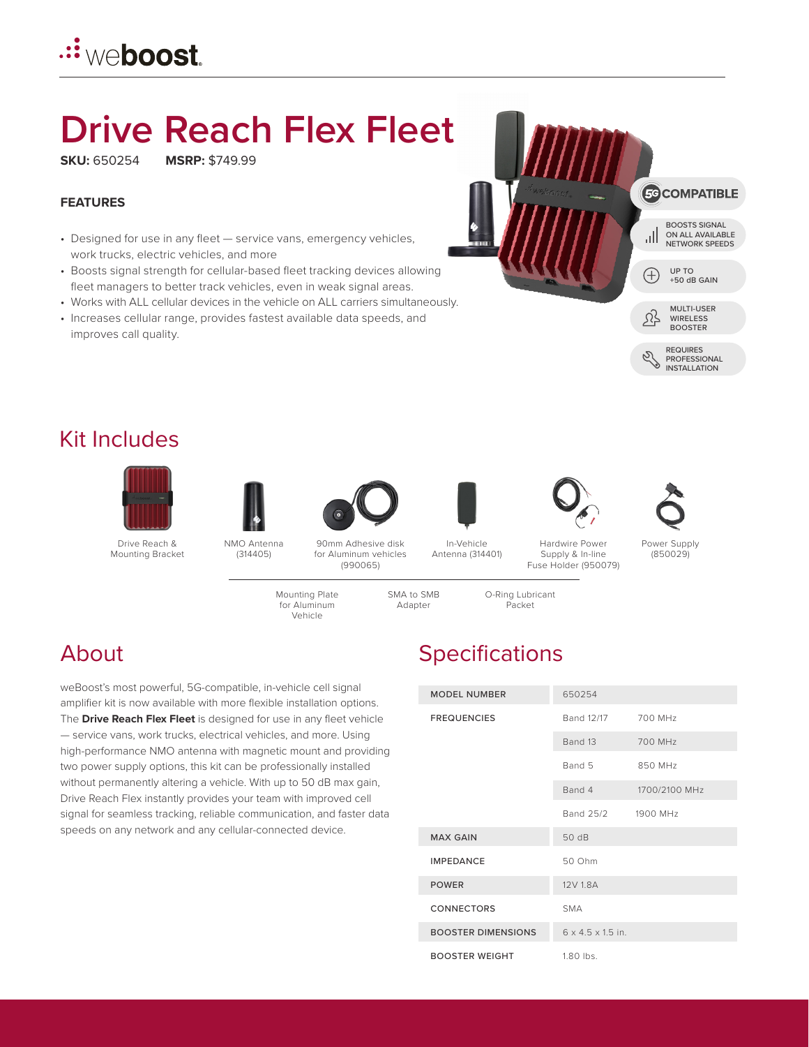# Drive Reach Flex Fleet

**SKU:** 650254 **MSRP:** $749.99

### FEATURES

- Designed for use in any fleet — service vans, emergency vehicles, work trucks, electric vehicles, and more
- Boosts signal strength for cellular-based fleet tracking devices allowing fleet managers to better track vehicles, even in weak signal areas.
- Works with ALL cellular devices in the vehicle on ALL carriers simultaneously.
- Increases cellular range, provides fastest available data speeds, and improves call quality.

5G COMPATIBLE

BOOSTS SIGNAL ON ALL AVAILABLE NETWORK SPEEDS

UP TO +50 dB GAIN

MULTI-USER WIRELESS BOOSTER

REQUIRES PROFESSIONAL INSTALLATION

## Kit Includes

- Drive Reach & Mounting Bracket
- NMO Antenna (314405)
- 90mm Adhesive disk for Aluminum vehicles (990065)
- In-Vehicle Antenna (314401)
- Hardwire Power Supply & In-line Fuse Holder (950079)
- Power Supply (850029)
- Mounting Plate for Aluminum Vehicle
- SMA to SMB Adapter
- O-Ring Lubricant Packet

## About

weBoost's most powerful, 5G-compatible, in-vehicle cell signal amplifier kit is now available with more flexible installation options. The **Drive Reach Flex Fleet** is designed for use in any fleet vehicle — service vans, work trucks, electrical vehicles, and more. Using high-performance NMO antenna with magnetic mount and providing two power supply options, this kit can be professionally installed without permanently altering a vehicle. With up to 50 dB max gain, Drive Reach Flex instantly provides your team with improved cell signal for seamless tracking, reliable communication, and faster data speeds on any network and any cellular-connected device.

## Specifications

| | | |
|---|---|---|
| MODEL NUMBER | 650254 | |
| FREQUENCIES | Band 12/17 | 700 MHz |
| | Band 13 | 700 MHz |
| | Band 5 | 850 MHz |
| | Band 4 | 1700/2100 MHz |
| | Band 25/2 | 1900 MHz |
| MAX GAIN | 50 dB | |
| IMPEDANCE | 50 Ohm | |
| POWER | 12V 1.8A | |
| CONNECTORS | SMA | |
| BOOSTER DIMENSIONS | 6 x 4.5 x 1.5 in. | |
| BOOSTER WEIGHT | 1.80 lbs. | |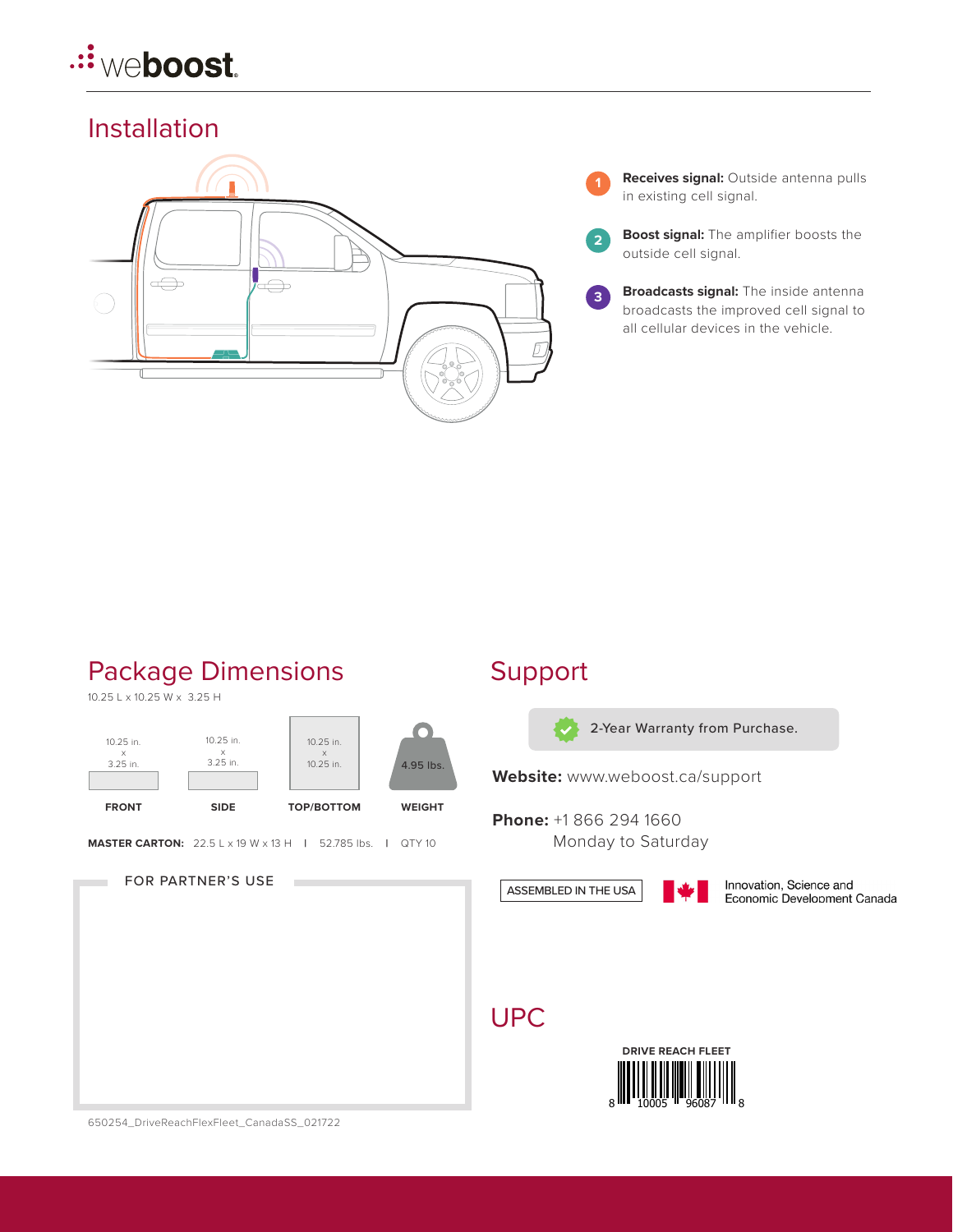weboost

## Installation

1. **Receives signal:** Outside antenna pulls in existing cell signal.
2. **Boost signal:** The amplifier boosts the outside cell signal.
3. **Broadcasts signal:** The inside antenna broadcasts the improved cell signal to all cellular devices in the vehicle.

## Package Dimensions

10.25 L x 10.25 W x 3.25 H

| FRONT | SIDE | TOP/BOTTOM | WEIGHT |
|---|---|---|---|
| 10.25 in. x 3.25 in. | 10.25 in. x 3.25 in. | 10.25 in. x 10.25 in. | 4.95 lbs. |

**MASTER CARTON:** 22.5 L x 19 W x 13 H | 52.785 lbs. | QTY 10

FOR PARTNER'S USE

## Support

2-Year Warranty from Purchase.

**Website:** www.weboost.ca/support

**Phone:** +1 866 294 1660
Monday to Saturday

ASSEMBLED IN THE USA

Innovation, Science and Economic Development Canada

## UPC

DRIVE REACH FLEET

8 10005 96087 8

650254_DriveReachFlexFleet_CanadaSS_021722